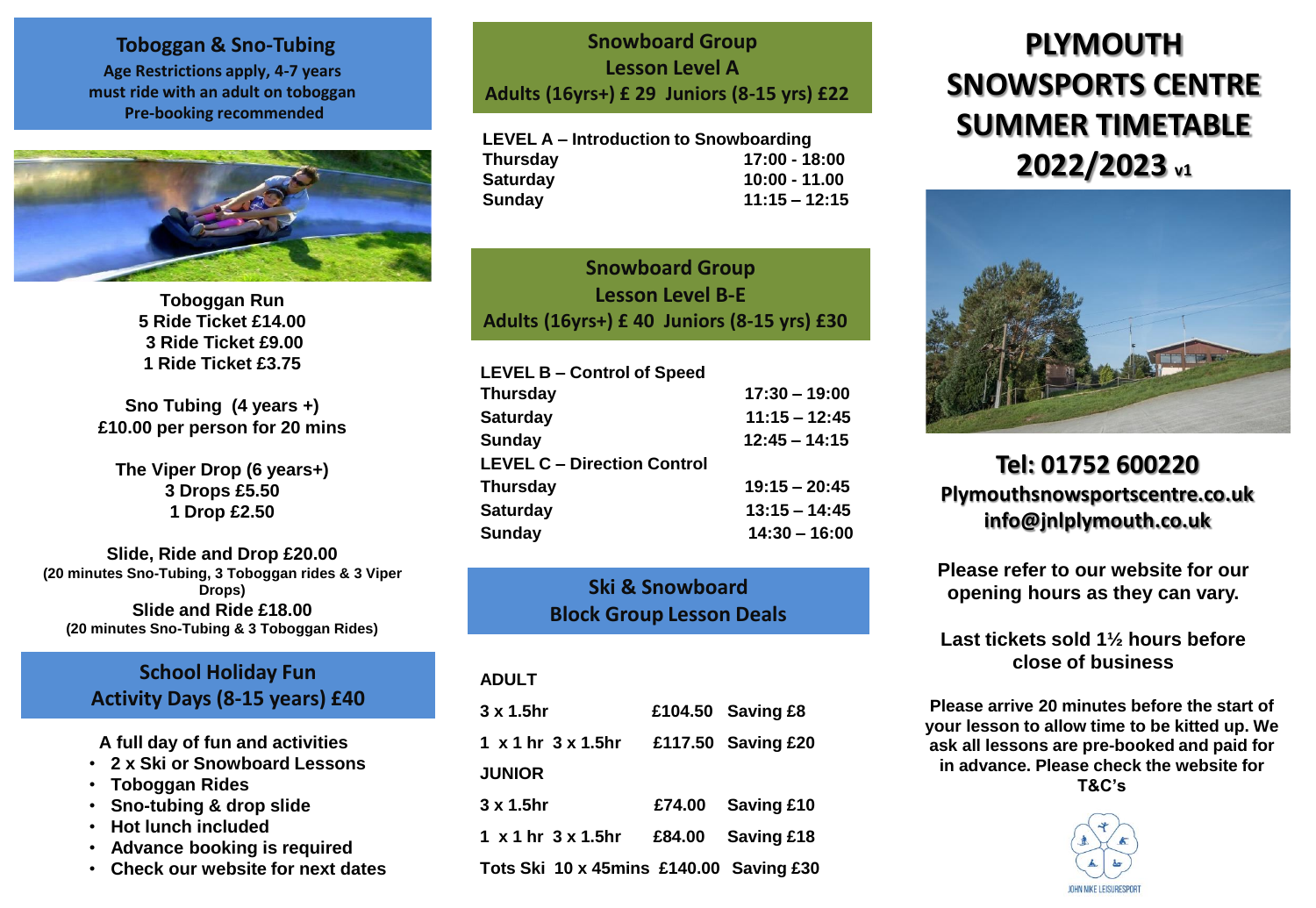## Toboggan & Sno-Tubing

**Age Restrictions apply, 4-7 years must ride with an adult on toboggan**
**Pre-booking recommended**

**Toboggan Run**
**5 Ride Ticket £14.00**
**3 Ride Ticket £9.00**
**1 Ride Ticket £3.75**

**Sno Tubing (4 years +)**
**£10.00 per person for 20 mins**

**The Viper Drop (6 years+)**
**3 Drops £5.50**
**1 Drop £2.50**

**Slide, Ride and Drop £20.00**
**(20 minutes Sno-Tubing, 3 Toboggan rides & 3 Viper Drops)**
**Slide and Ride £18.00**
**(20 minutes Sno-Tubing & 3 Toboggan Rides)**

## School Holiday Fun Activity Days (8-15 years) £40

**A full day of fun and activities**

- **2 x Ski or Snowboard Lessons**
- **Toboggan Rides**
- **Sno-tubing & drop slide**
- **Hot lunch included**
- **Advance booking is required**
- **Check our website for next dates**

## Snowboard Group Lesson Level A

**Adults (16yrs+) £ 29 Juniors (8-15 yrs) £22**

| LEVEL A – Introduction to Snowboarding | |
|---|---|
| Thursday | 17:00 - 18:00 |
| Saturday | 10:00 - 11.00 |
| Sunday | 11:15 – 12:15 |

## Snowboard Group Lesson Level B-E

**Adults (16yrs+) £ 40 Juniors (8-15 yrs) £30**

| LEVEL B – Control of Speed | |
|---|---|
| Thursday | 17:30 – 19:00 |
| Saturday | 11:15 – 12:45 |
| Sunday | 12:45 – 14:15 |
| **LEVEL C – Direction Control** | |
| Thursday | 19:15 – 20:45 |
| Saturday | 13:15 – 14:45 |
| Sunday | 14:30 – 16:00 |

## Ski & Snowboard Block Group Lesson Deals

| ADULT | | |
|---|---|---|
| 3 x 1.5hr | £104.50 | Saving £8 |
| 1 x 1 hr 3 x 1.5hr | £117.50 | Saving £20 |
| **JUNIOR** | | |
| 3 x 1.5hr | £74.00 | Saving £10 |
| 1 x 1 hr 3 x 1.5hr | £84.00 | Saving £18 |
| Tots Ski 10 x 45mins | £140.00 | Saving £30 |

# PLYMOUTH SNOWSPORTS CENTRE SUMMER TIMETABLE 2022/2023 v1

## Tel: 01752 600220

**Plymouthsnowsportscentre.co.uk**
**info@jnlplymouth.co.uk**

**Please refer to our website for our opening hours as they can vary.**

**Last tickets sold 1½ hours before close of business**

**Please arrive 20 minutes before the start of your lesson to allow time to be kitted up. We ask all lessons are pre-booked and paid for in advance. Please check the website for T&C's**

JOHN NIKE LEISURESPORT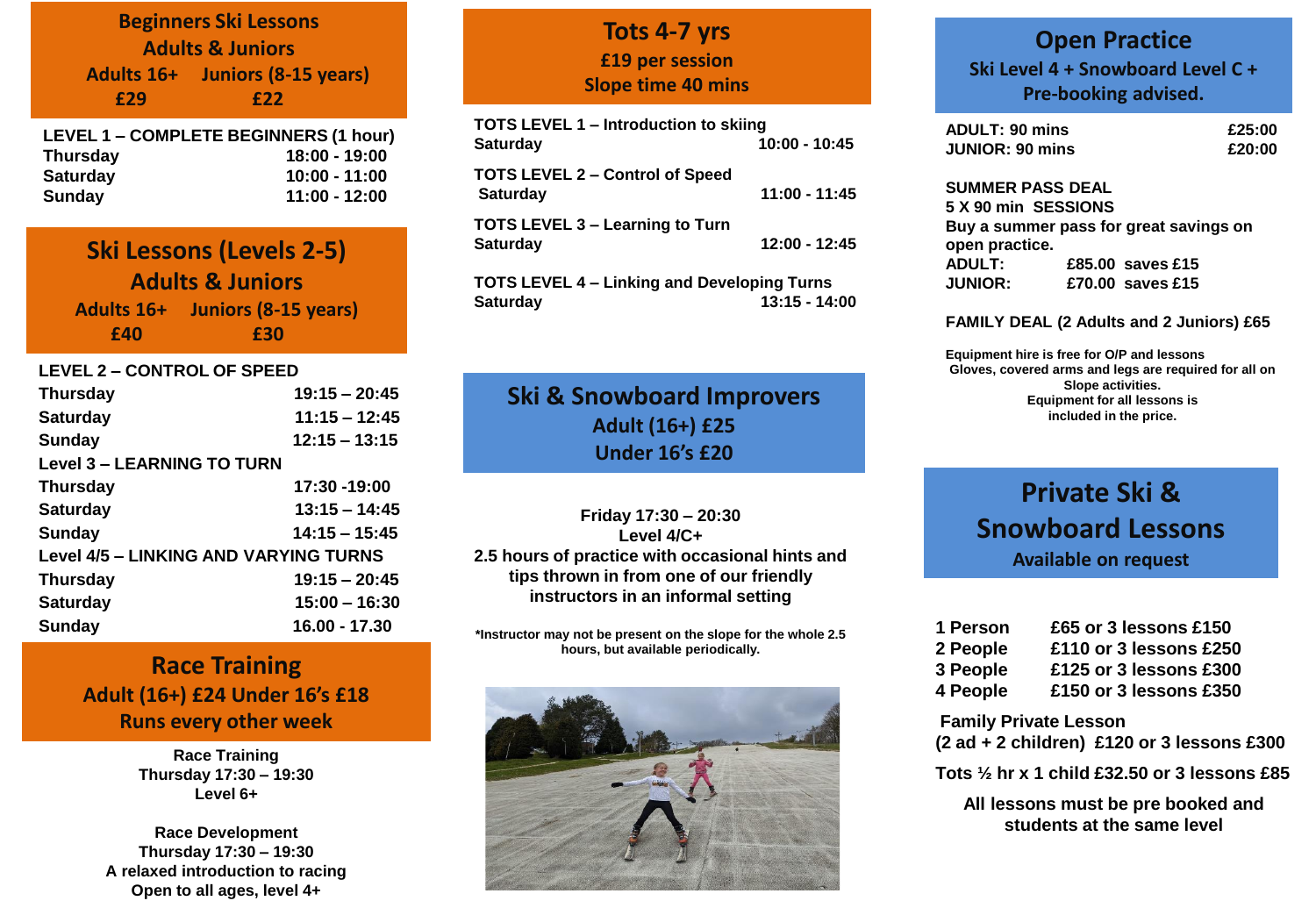## Beginners Ski Lessons
**Adults & Juniors**
**Adults 16+ Juniors (8-15 years)**
**£29 £22**

| | |
|---|---|
| **LEVEL 1 – COMPLETE BEGINNERS (1 hour)** | |
| Thursday | 18:00 - 19:00 |
| Saturday | 10:00 - 11:00 |
| Sunday | 11:00 - 12:00 |

## Ski Lessons (Levels 2-5)
**Adults & Juniors**
**Adults 16+ Juniors (8-15 years)**
**£40 £30**

| | |
|---|---|
| **LEVEL 2 – CONTROL OF SPEED** | |
| Thursday | 19:15 – 20:45 |
| Saturday | 11:15 – 12:45 |
| Sunday | 12:15 – 13:15 |
| **Level 3 – LEARNING TO TURN** | |
| Thursday | 17:30 -19:00 |
| Saturday | 13:15 – 14:45 |
| Sunday | 14:15 – 15:45 |
| **Level 4/5 – LINKING AND VARYING TURNS** | |
| Thursday | 19:15 – 20:45 |
| Saturday | 15:00 – 16:30 |
| Sunday | 16.00 - 17.30 |

## Race Training
**Adult (16+) £24 Under 16's £18**
**Runs every other week**

**Race Training**
**Thursday 17:30 – 19:30**
**Level 6+**

**Race Development**
**Thursday 17:30 – 19:30**
**A relaxed introduction to racing**
**Open to all ages, level 4+**

## Tots 4-7 yrs
**£19 per session**
**Slope time 40 mins**

| | |
|---|---|
| **TOTS LEVEL 1 – Introduction to skiing** | |
| Saturday | 10:00 - 10:45 |
| **TOTS LEVEL 2 – Control of Speed** | |
| Saturday | 11:00 - 11:45 |
| **TOTS LEVEL 3 – Learning to Turn** | |
| Saturday | 12:00 - 12:45 |
| **TOTS LEVEL 4 – Linking and Developing Turns** | |
| Saturday | 13:15 - 14:00 |

## Ski & Snowboard Improvers
**Adult (16+) £25**
**Under 16's £20**

**Friday 17:30 – 20:30**
**Level 4/C+**
**2.5 hours of practice with occasional hints and tips thrown in from one of our friendly instructors in an informal setting**

***Instructor may not be present on the slope for the whole 2.5 hours, but available periodically.**

## Open Practice
**Ski Level 4 + Snowboard Level C +**
**Pre-booking advised.**

| | |
|---|---|
| ADULT: 90 mins | £25:00 |
| JUNIOR: 90 mins | £20:00 |

**SUMMER PASS DEAL**
**5 X 90 min SESSIONS**
**Buy a summer pass for great savings on open practice.**
**ADULT: £85.00 saves £15**
**JUNIOR: £70.00 saves £15**

**FAMILY DEAL (2 Adults and 2 Juniors) £65**

**Equipment hire is free for O/P and lessons**
**Gloves, covered arms and legs are required for all on Slope activities.**
**Equipment for all lessons is included in the price.**

## Private Ski & Snowboard Lessons
**Available on request**

| | |
|---|---|
| 1 Person | £65 or 3 lessons £150 |
| 2 People | £110 or 3 lessons £250 |
| 3 People | £125 or 3 lessons £300 |
| 4 People | £150 or 3 lessons £350 |

**Family Private Lesson**
**(2 ad + 2 children) £120 or 3 lessons £300**

**Tots ½ hr x 1 child £32.50 or 3 lessons £85**

**All lessons must be pre booked and students at the same level**